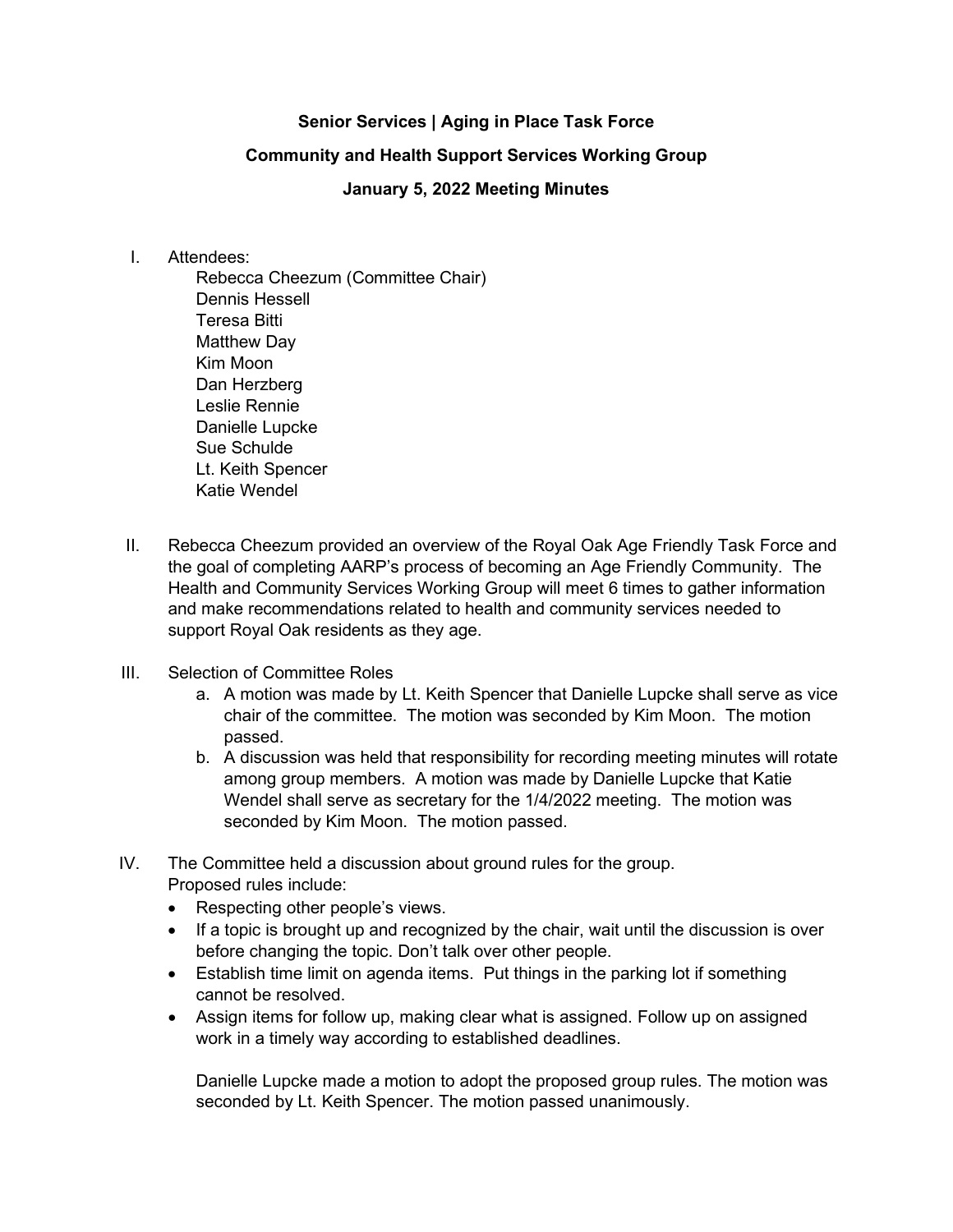# Senior Services | Aging in Place Task Force

## Community and Health Support Services Working Group

## January 5, 2022 Meeting Minutes

I. Attendees:
   - Rebecca Cheezum (Committee Chair)
   - Dennis Hessell
   - Teresa Bitti
   - Matthew Day
   - Kim Moon
   - Dan Herzberg
   - Leslie Rennie
   - Danielle Lupcke
   - Sue Schulde
   - Lt. Keith Spencer
   - Katie Wendel

II. Rebecca Cheezum provided an overview of the Royal Oak Age Friendly Task Force and the goal of completing AARP's process of becoming an Age Friendly Community. The Health and Community Services Working Group will meet 6 times to gather information and make recommendations related to health and community services needed to support Royal Oak residents as they age.

III. Selection of Committee Roles
   a. A motion was made by Lt. Keith Spencer that Danielle Lupcke shall serve as vice chair of the committee. The motion was seconded by Kim Moon. The motion passed.
   b. A discussion was held that responsibility for recording meeting minutes will rotate among group members. A motion was made by Danielle Lupcke that Katie Wendel shall serve as secretary for the 1/4/2022 meeting. The motion was seconded by Kim Moon. The motion passed.

IV. The Committee held a discussion about ground rules for the group.
   Proposed rules include:
   - Respecting other people's views.
   - If a topic is brought up and recognized by the chair, wait until the discussion is over before changing the topic. Don't talk over other people.
   - Establish time limit on agenda items. Put things in the parking lot if something cannot be resolved.
   - Assign items for follow up, making clear what is assigned. Follow up on assigned work in a timely way according to established deadlines.

   Danielle Lupcke made a motion to adopt the proposed group rules. The motion was seconded by Lt. Keith Spencer. The motion passed unanimously.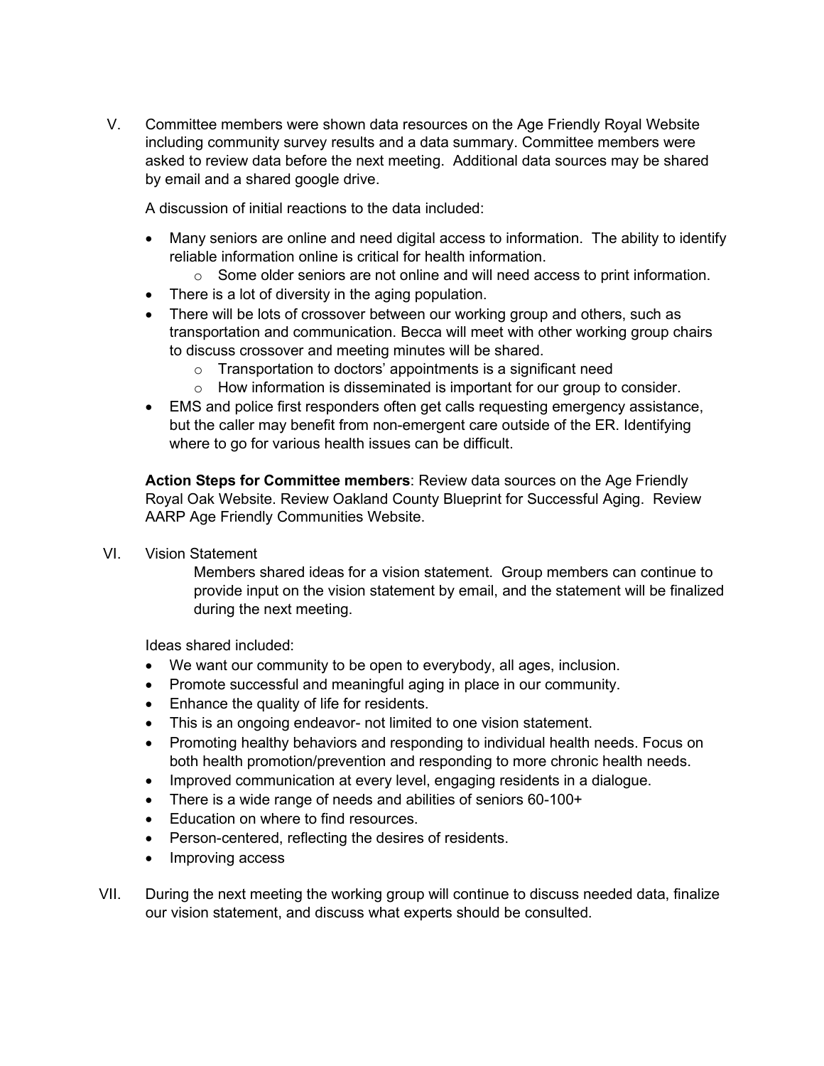V. Committee members were shown data resources on the Age Friendly Royal Website including community survey results and a data summary. Committee members were asked to review data before the next meeting. Additional data sources may be shared by email and a shared google drive.

A discussion of initial reactions to the data included:

- Many seniors are online and need digital access to information. The ability to identify reliable information online is critical for health information.
  - Some older seniors are not online and will need access to print information.
- There is a lot of diversity in the aging population.
- There will be lots of crossover between our working group and others, such as transportation and communication. Becca will meet with other working group chairs to discuss crossover and meeting minutes will be shared.
  - Transportation to doctors' appointments is a significant need
  - How information is disseminated is important for our group to consider.
- EMS and police first responders often get calls requesting emergency assistance, but the caller may benefit from non-emergent care outside of the ER. Identifying where to go for various health issues can be difficult.

**Action Steps for Committee members**: Review data sources on the Age Friendly Royal Oak Website. Review Oakland County Blueprint for Successful Aging. Review AARP Age Friendly Communities Website.

VI. Vision Statement

Members shared ideas for a vision statement. Group members can continue to provide input on the vision statement by email, and the statement will be finalized during the next meeting.

Ideas shared included:

- We want our community to be open to everybody, all ages, inclusion.
- Promote successful and meaningful aging in place in our community.
- Enhance the quality of life for residents.
- This is an ongoing endeavor- not limited to one vision statement.
- Promoting healthy behaviors and responding to individual health needs. Focus on both health promotion/prevention and responding to more chronic health needs.
- Improved communication at every level, engaging residents in a dialogue.
- There is a wide range of needs and abilities of seniors 60-100+
- Education on where to find resources.
- Person-centered, reflecting the desires of residents.
- Improving access

VII. During the next meeting the working group will continue to discuss needed data, finalize our vision statement, and discuss what experts should be consulted.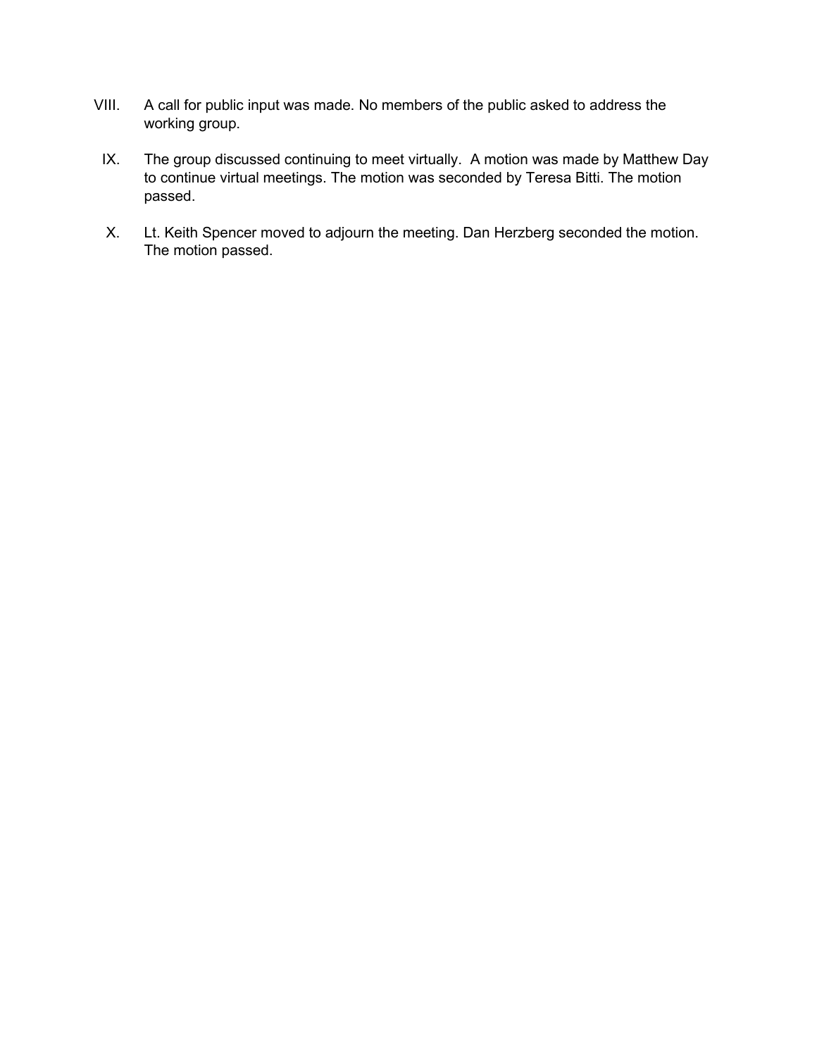VIII. A call for public input was made. No members of the public asked to address the working group.

IX. The group discussed continuing to meet virtually. A motion was made by Matthew Day to continue virtual meetings. The motion was seconded by Teresa Bitti. The motion passed.

X. Lt. Keith Spencer moved to adjourn the meeting. Dan Herzberg seconded the motion. The motion passed.